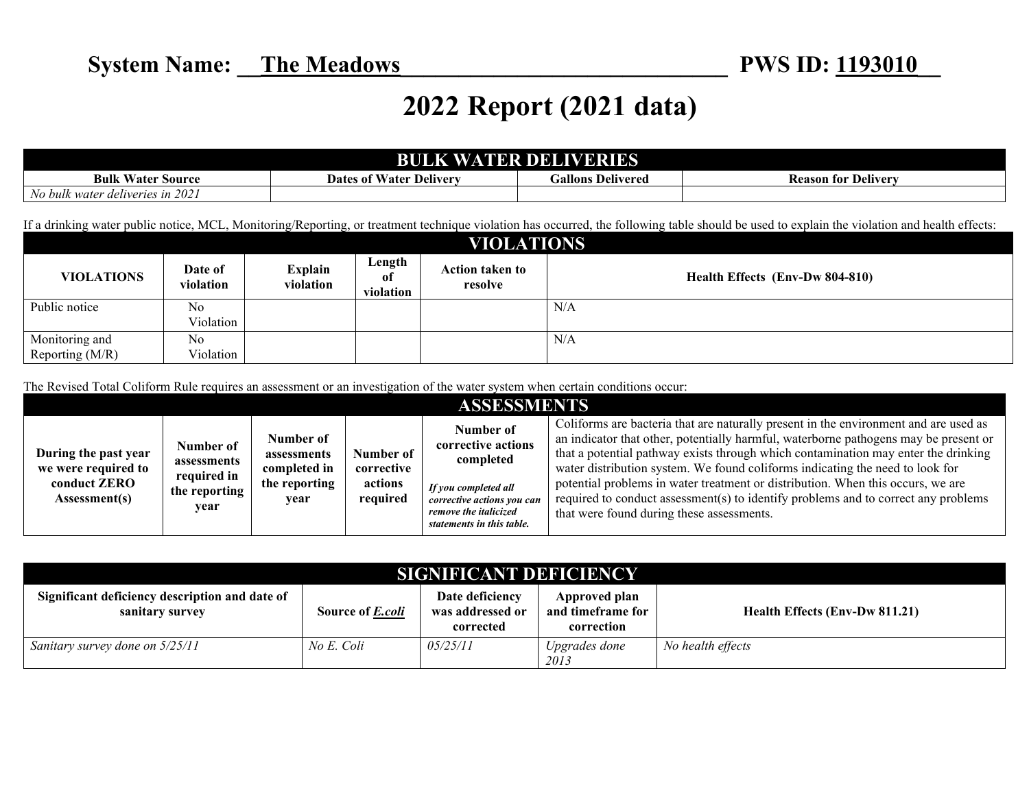**System Name: __The Meadows______________________________ PWS ID: 1193010__**

# 2022 Report (2021 data)

| BULK WATER DELIVERIES | | | |
|---|---|---|---|
| **Bulk Water Source** | **Dates of Water Delivery** | **Gallons Delivered** | **Reason for Delivery** |
| *No bulk water deliveries in 2021* | | | |

If a drinking water public notice, MCL, Monitoring/Reporting, or treatment technique violation has occurred, the following table should be used to explain the violation and health effects:

| VIOLATIONS | | | | | |
|---|---|---|---|---|---|
| **VIOLATIONS** | **Date of violation** | **Explain violation** | **Length of violation** | **Action taken to resolve** | **Health Effects (Env-Dw 804-810)** |
| Public notice | No Violation | | | | N/A |
| Monitoring and Reporting (M/R) | No Violation | | | | N/A |

The Revised Total Coliform Rule requires an assessment or an investigation of the water system when certain conditions occur:

| ASSESSMENTS | | | | | |
|---|---|---|---|---|---|
| **During the past year we were required to conduct ZERO Assessment(s)** | **Number of assessments required in the reporting year** | **Number of assessments completed in the reporting year** | **Number of corrective actions required** | **Number of corrective actions completed** ***If you completed all corrective actions you can remove the italicized statements in this table.*** | Coliforms are bacteria that are naturally present in the environment and are used as an indicator that other, potentially harmful, waterborne pathogens may be present or that a potential pathway exists through which contamination may enter the drinking water distribution system. We found coliforms indicating the need to look for potential problems in water treatment or distribution. When this occurs, we are required to conduct assessment(s) to identify problems and to correct any problems that were found during these assessments. |

| SIGNIFICANT DEFICIENCY | | | | |
|---|---|---|---|---|
| **Significant deficiency description and date of sanitary survey** | **Source of *E.coli*** | **Date deficiency was addressed or corrected** | **Approved plan and timeframe for correction** | **Health Effects (Env-Dw 811.21)** |
| *Sanitary survey done on 5/25/11* | *No E. Coli* | *05/25/11* | *Upgrades done 2013* | *No health effects* |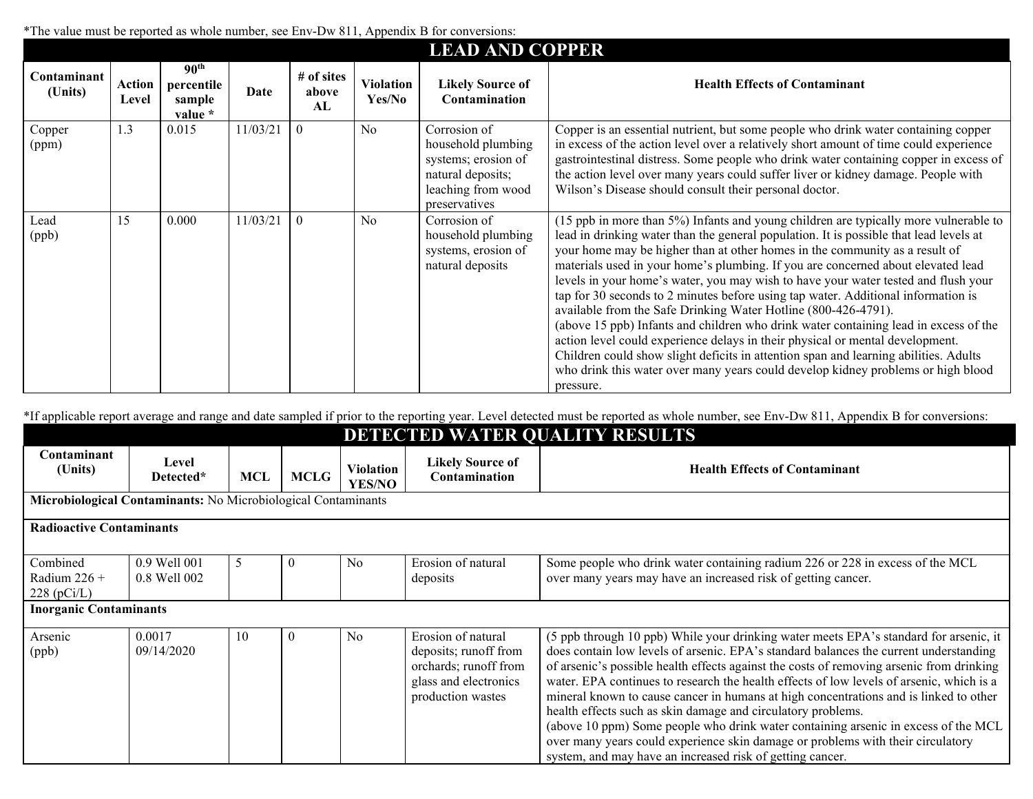*The value must be reported as whole number, see Env-Dw 811, Appendix B for conversions:

## LEAD AND COPPER

| Contaminant (Units) | Action Level | 90th percentile sample value * | Date | # of sites above AL | Violation Yes/No | Likely Source of Contamination | Health Effects of Contaminant |
|---|---|---|---|---|---|---|---|
| Copper (ppm) | 1.3 | 0.015 | 11/03/21 | 0 | No | Corrosion of household plumbing systems; erosion of natural deposits; leaching from wood preservatives | Copper is an essential nutrient, but some people who drink water containing copper in excess of the action level over a relatively short amount of time could experience gastrointestinal distress. Some people who drink water containing copper in excess of the action level over many years could suffer liver or kidney damage. People with Wilson's Disease should consult their personal doctor. |
| Lead (ppb) | 15 | 0.000 | 11/03/21 | 0 | No | Corrosion of household plumbing systems, erosion of natural deposits | (15 ppb in more than 5%) Infants and young children are typically more vulnerable to lead in drinking water than the general population. It is possible that lead levels at your home may be higher than at other homes in the community as a result of materials used in your home's plumbing. If you are concerned about elevated lead levels in your home's water, you may wish to have your water tested and flush your tap for 30 seconds to 2 minutes before using tap water. Additional information is available from the Safe Drinking Water Hotline (800-426-4791). (above 15 ppb) Infants and children who drink water containing lead in excess of the action level could experience delays in their physical or mental development. Children could show slight deficits in attention span and learning abilities. Adults who drink this water over many years could develop kidney problems or high blood pressure. |

*If applicable report average and range and date sampled if prior to the reporting year. Level detected must be reported as whole number, see Env-Dw 811, Appendix B for conversions:

## DETECTED WATER QUALITY RESULTS

| Contaminant (Units) | Level Detected* | MCL | MCLG | Violation YES/NO | Likely Source of Contamination | Health Effects of Contaminant |
|---|---|---|---|---|---|---|
| **Microbiological Contaminants:** No Microbiological Contaminants | | | | | | |
| **Radioactive Contaminants** | | | | | | |
| Combined Radium 226 + 228 (pCi/L) | 0.9 Well 001 0.8 Well 002 | 5 | 0 | No | Erosion of natural deposits | Some people who drink water containing radium 226 or 228 in excess of the MCL over many years may have an increased risk of getting cancer. |
| **Inorganic Contaminants** | | | | | | |
| Arsenic (ppb) | 0.0017 09/14/2020 | 10 | 0 | No | Erosion of natural deposits; runoff from orchards; runoff from glass and electronics production wastes | (5 ppb through 10 ppb) While your drinking water meets EPA's standard for arsenic, it does contain low levels of arsenic. EPA's standard balances the current understanding of arsenic's possible health effects against the costs of removing arsenic from drinking water. EPA continues to research the health effects of low levels of arsenic, which is a mineral known to cause cancer in humans at high concentrations and is linked to other health effects such as skin damage and circulatory problems. (above 10 ppm) Some people who drink water containing arsenic in excess of the MCL over many years could experience skin damage or problems with their circulatory system, and may have an increased risk of getting cancer. |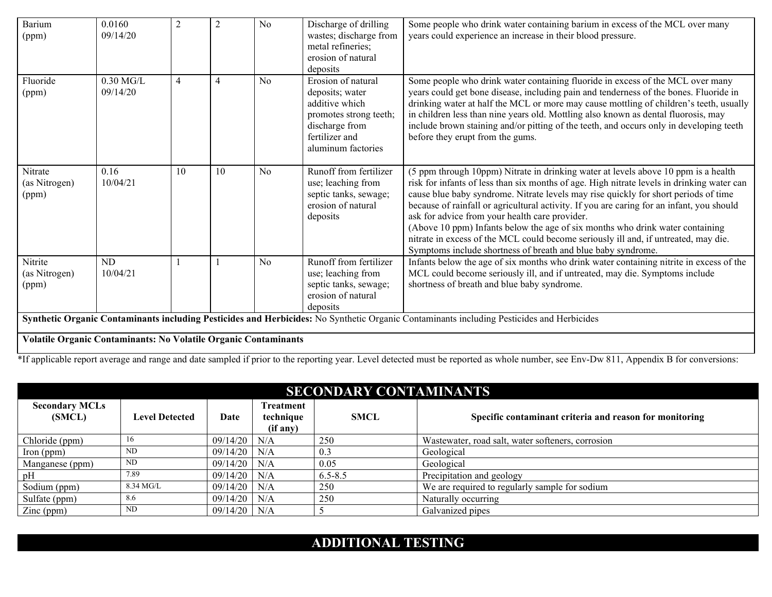| | | | | | | |
|---|---|---|---|---|---|---|
| Barium (ppm) | 0.0160 09/14/20 | 2 | 2 | No | Discharge of drilling wastes; discharge from metal refineries; erosion of natural deposits | Some people who drink water containing barium in excess of the MCL over many years could experience an increase in their blood pressure. |
| Fluoride (ppm) | 0.30 MG/L 09/14/20 | 4 | 4 | No | Erosion of natural deposits; water additive which promotes strong teeth; discharge from fertilizer and aluminum factories | Some people who drink water containing fluoride in excess of the MCL over many years could get bone disease, including pain and tenderness of the bones. Fluoride in drinking water at half the MCL or more may cause mottling of children's teeth, usually in children less than nine years old. Mottling also known as dental fluorosis, may include brown staining and/or pitting of the teeth, and occurs only in developing teeth before they erupt from the gums. |
| Nitrate (as Nitrogen) (ppm) | 0.16 10/04/21 | 10 | 10 | No | Runoff from fertilizer use; leaching from septic tanks, sewage; erosion of natural deposits | (5 ppm through 10ppm) Nitrate in drinking water at levels above 10 ppm is a health risk for infants of less than six months of age. High nitrate levels in drinking water can cause blue baby syndrome. Nitrate levels may rise quickly for short periods of time because of rainfall or agricultural activity. If you are caring for an infant, you should ask for advice from your health care provider. (Above 10 ppm) Infants below the age of six months who drink water containing nitrate in excess of the MCL could become seriously ill and, if untreated, may die. Symptoms include shortness of breath and blue baby syndrome. |
| Nitrite (as Nitrogen) (ppm) | ND 10/04/21 | 1 | 1 | No | Runoff from fertilizer use; leaching from septic tanks, sewage; erosion of natural deposits | Infants below the age of six months who drink water containing nitrite in excess of the MCL could become seriously ill, and if untreated, may die. Symptoms include shortness of breath and blue baby syndrome. |
| **Synthetic Organic Contaminants including Pesticides and Herbicides:** No Synthetic Organic Contaminants including Pesticides and Herbicides | | | | | | |
| **Volatile Organic Contaminants: No Volatile Organic Contaminants** | | | | | | |

*If applicable report average and range and date sampled if prior to the reporting year. Level detected must be reported as whole number, see Env-Dw 811, Appendix B for conversions:

## SECONDARY CONTAMINANTS

| Secondary MCLs (SMCL) | Level Detected | Date | Treatment technique (if any) | SMCL | Specific contaminant criteria and reason for monitoring |
|---|---|---|---|---|---|
| Chloride (ppm) | 16 | 09/14/20 | N/A | 250 | Wastewater, road salt, water softeners, corrosion |
| Iron (ppm) | ND | 09/14/20 | N/A | 0.3 | Geological |
| Manganese (ppm) | ND | 09/14/20 | N/A | 0.05 | Geological |
| pH | 7.89 | 09/14/20 | N/A | 6.5-8.5 | Precipitation and geology |
| Sodium (ppm) | 8.34 MG/L | 09/14/20 | N/A | 250 | We are required to regularly sample for sodium |
| Sulfate (ppm) | 8.6 | 09/14/20 | N/A | 250 | Naturally occurring |
| Zinc (ppm) | ND | 09/14/20 | N/A | 5 | Galvanized pipes |

## ADDITIONAL TESTING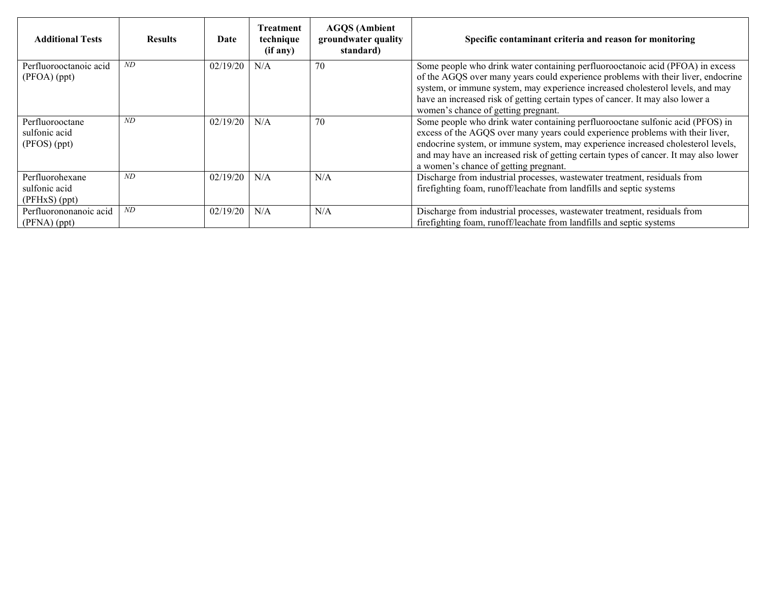| Additional Tests | Results | Date | Treatment technique (if any) | AGQS (Ambient groundwater quality standard) | Specific contaminant criteria and reason for monitoring |
|---|---|---|---|---|---|
| Perfluorooctanoic acid (PFOA) (ppt) | *ND* | 02/19/20 | N/A | 70 | Some people who drink water containing perfluorooctanoic acid (PFOA) in excess of the AGQS over many years could experience problems with their liver, endocrine system, or immune system, may experience increased cholesterol levels, and may have an increased risk of getting certain types of cancer. It may also lower a women's chance of getting pregnant. |
| Perfluorooctane sulfonic acid (PFOS) (ppt) | *ND* | 02/19/20 | N/A | 70 | Some people who drink water containing perfluorooctane sulfonic acid (PFOS) in excess of the AGQS over many years could experience problems with their liver, endocrine system, or immune system, may experience increased cholesterol levels, and may have an increased risk of getting certain types of cancer. It may also lower a women's chance of getting pregnant. |
| Perfluorohexane sulfonic acid (PFHxS) (ppt) | *ND* | 02/19/20 | N/A | N/A | Discharge from industrial processes, wastewater treatment, residuals from firefighting foam, runoff/leachate from landfills and septic systems |
| Perfluorononanoic acid (PFNA) (ppt) | *ND* | 02/19/20 | N/A | N/A | Discharge from industrial processes, wastewater treatment, residuals from firefighting foam, runoff/leachate from landfills and septic systems |